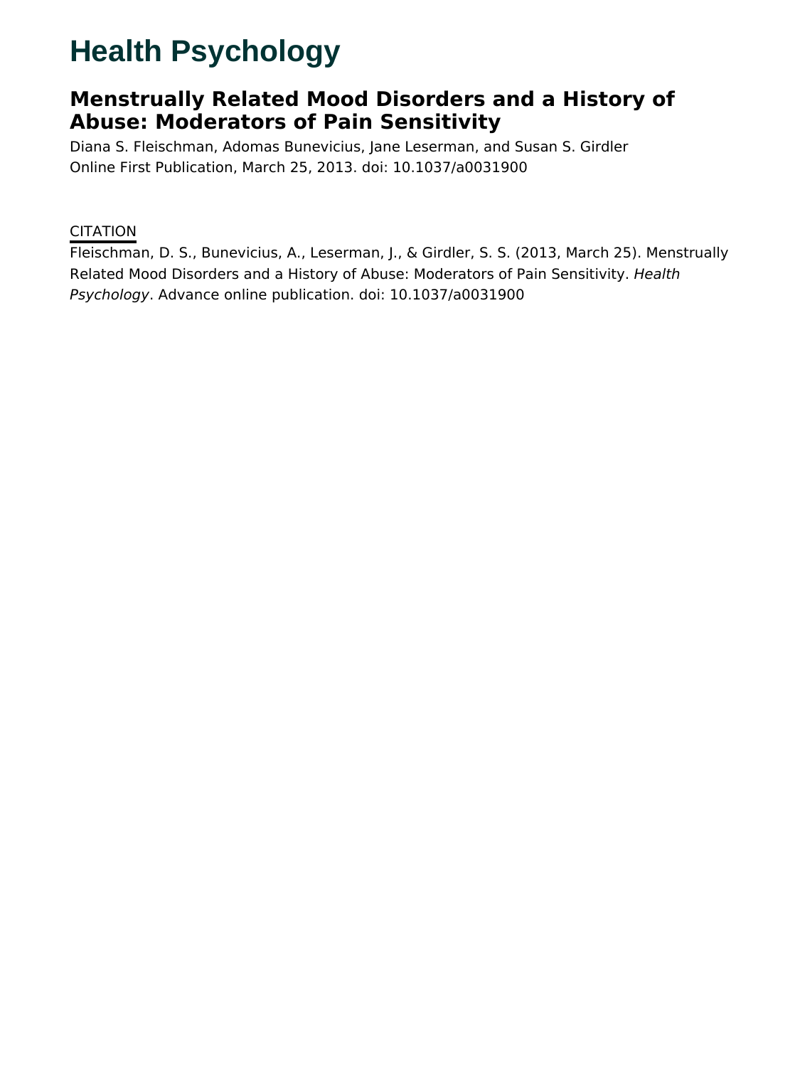# Health Psychology

## Menstrually Related Mood Disorders and a History of Abuse: Moderators of Pain Sensitivity

Diana S. Fleischman, Adomas Bunevicius, Jane Leserman, and Susan S. Girdler
Online First Publication, March 25, 2013. doi: 10.1037/a0031900

CITATION

Fleischman, D. S., Bunevicius, A., Leserman, J., & Girdler, S. S. (2013, March 25). Menstrually Related Mood Disorders and a History of Abuse: Moderators of Pain Sensitivity. *Health Psychology*. Advance online publication. doi: 10.1037/a0031900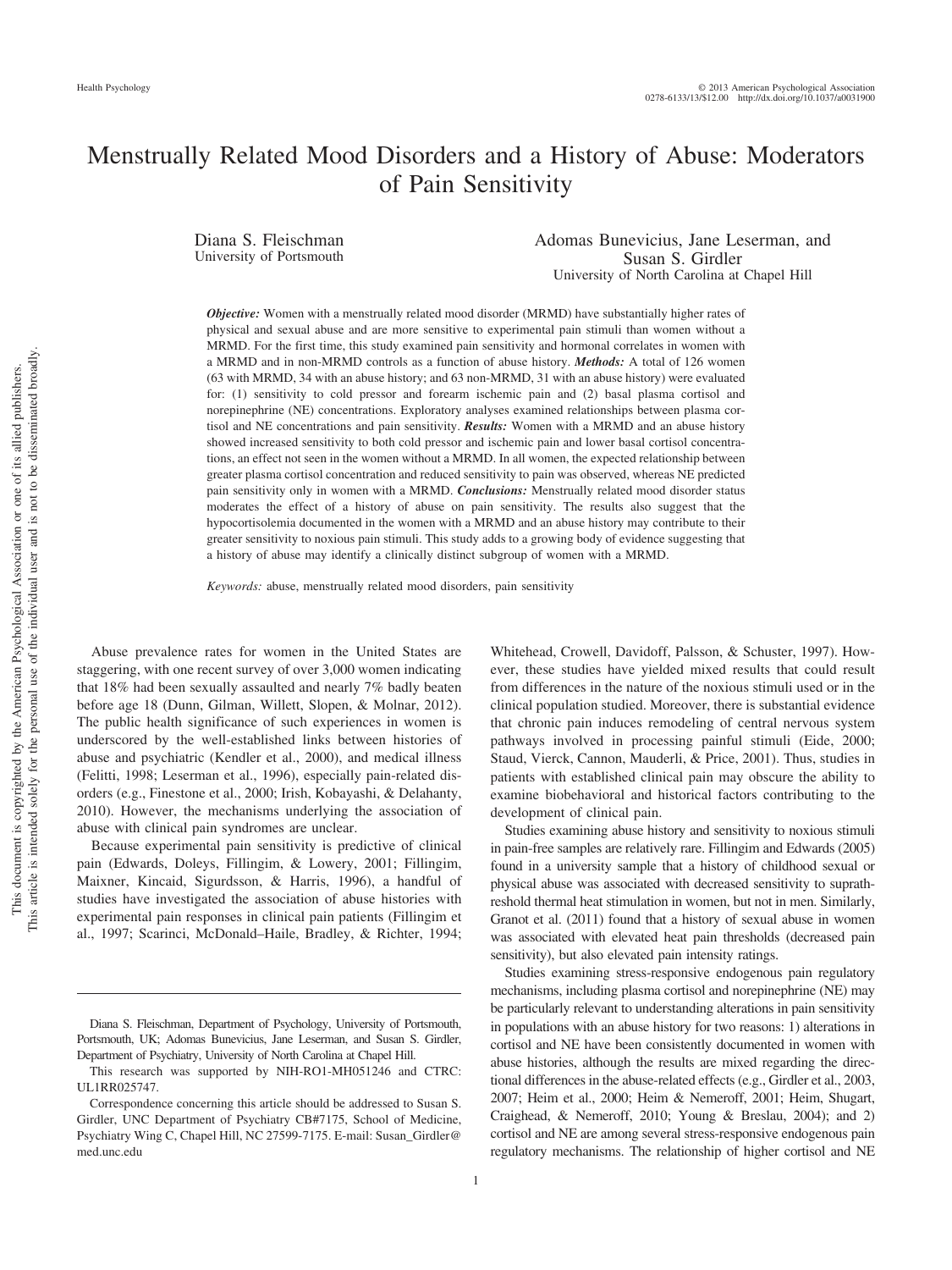# Menstrually Related Mood Disorders and a History of Abuse: Moderators of Pain Sensitivity

Diana S. Fleischman
University of Portsmouth

Adomas Bunevicius, Jane Leserman, and Susan S. Girdler
University of North Carolina at Chapel Hill

***Objective:*** Women with a menstrually related mood disorder (MRMD) have substantially higher rates of physical and sexual abuse and are more sensitive to experimental pain stimuli than women without a MRMD. For the first time, this study examined pain sensitivity and hormonal correlates in women with a MRMD and in non-MRMD controls as a function of abuse history. ***Methods:*** A total of 126 women (63 with MRMD, 34 with an abuse history; and 63 non-MRMD, 31 with an abuse history) were evaluated for: (1) sensitivity to cold pressor and forearm ischemic pain and (2) basal plasma cortisol and norepinephrine (NE) concentrations. Exploratory analyses examined relationships between plasma cortisol and NE concentrations and pain sensitivity. ***Results:*** Women with a MRMD and an abuse history showed increased sensitivity to both cold pressor and ischemic pain and lower basal cortisol concentrations, an effect not seen in the women without a MRMD. In all women, the expected relationship between greater plasma cortisol concentration and reduced sensitivity to pain was observed, whereas NE predicted pain sensitivity only in women with a MRMD. ***Conclusions:*** Menstrually related mood disorder status moderates the effect of a history of abuse on pain sensitivity. The results also suggest that the hypocortisolemia documented in the women with a MRMD and an abuse history may contribute to their greater sensitivity to noxious pain stimuli. This study adds to a growing body of evidence suggesting that a history of abuse may identify a clinically distinct subgroup of women with a MRMD.

*Keywords:* abuse, menstrually related mood disorders, pain sensitivity

Abuse prevalence rates for women in the United States are staggering, with one recent survey of over 3,000 women indicating that 18% had been sexually assaulted and nearly 7% badly beaten before age 18 (Dunn, Gilman, Willett, Slopen, & Molnar, 2012). The public health significance of such experiences in women is underscored by the well-established links between histories of abuse and psychiatric (Kendler et al., 2000), and medical illness (Felitti, 1998; Leserman et al., 1996), especially pain-related disorders (e.g., Finestone et al., 2000; Irish, Kobayashi, & Delahanty, 2010). However, the mechanisms underlying the association of abuse with clinical pain syndromes are unclear.

Because experimental pain sensitivity is predictive of clinical pain (Edwards, Doleys, Fillingim, & Lowery, 2001; Fillingim, Maixner, Kincaid, Sigurdsson, & Harris, 1996), a handful of studies have investigated the association of abuse histories with experimental pain responses in clinical pain patients (Fillingim et al., 1997; Scarinci, McDonald–Haile, Bradley, & Richter, 1994; Whitehead, Crowell, Davidoff, Palsson, & Schuster, 1997). However, these studies have yielded mixed results that could result from differences in the nature of the noxious stimuli used or in the clinical population studied. Moreover, there is substantial evidence that chronic pain induces remodeling of central nervous system pathways involved in processing painful stimuli (Eide, 2000; Staud, Vierck, Cannon, Mauderli, & Price, 2001). Thus, studies in patients with established clinical pain may obscure the ability to examine biobehavioral and historical factors contributing to the development of clinical pain.

Studies examining abuse history and sensitivity to noxious stimuli in pain-free samples are relatively rare. Fillingim and Edwards (2005) found in a university sample that a history of childhood sexual or physical abuse was associated with decreased sensitivity to suprathreshold thermal heat stimulation in women, but not in men. Similarly, Granot et al. (2011) found that a history of sexual abuse in women was associated with elevated heat pain thresholds (decreased pain sensitivity), but also elevated pain intensity ratings.

Studies examining stress-responsive endogenous pain regulatory mechanisms, including plasma cortisol and norepinephrine (NE) may be particularly relevant to understanding alterations in pain sensitivity in populations with an abuse history for two reasons: 1) alterations in cortisol and NE have been consistently documented in women with abuse histories, although the results are mixed regarding the directional differences in the abuse-related effects (e.g., Girdler et al., 2003, 2007; Heim et al., 2000; Heim & Nemeroff, 2001; Heim, Shugart, Craighead, & Nemeroff, 2010; Young & Breslau, 2004); and 2) cortisol and NE are among several stress-responsive endogenous pain regulatory mechanisms. The relationship of higher cortisol and NE

Diana S. Fleischman, Department of Psychology, University of Portsmouth, Portsmouth, UK; Adomas Bunevicius, Jane Leserman, and Susan S. Girdler, Department of Psychiatry, University of North Carolina at Chapel Hill.

This research was supported by NIH-RO1-MH051246 and CTRC: UL1RR025747.

Correspondence concerning this article should be addressed to Susan S. Girdler, UNC Department of Psychiatry CB#7175, School of Medicine, Psychiatry Wing C, Chapel Hill, NC 27599-7175. E-mail: Susan_Girdler@med.unc.edu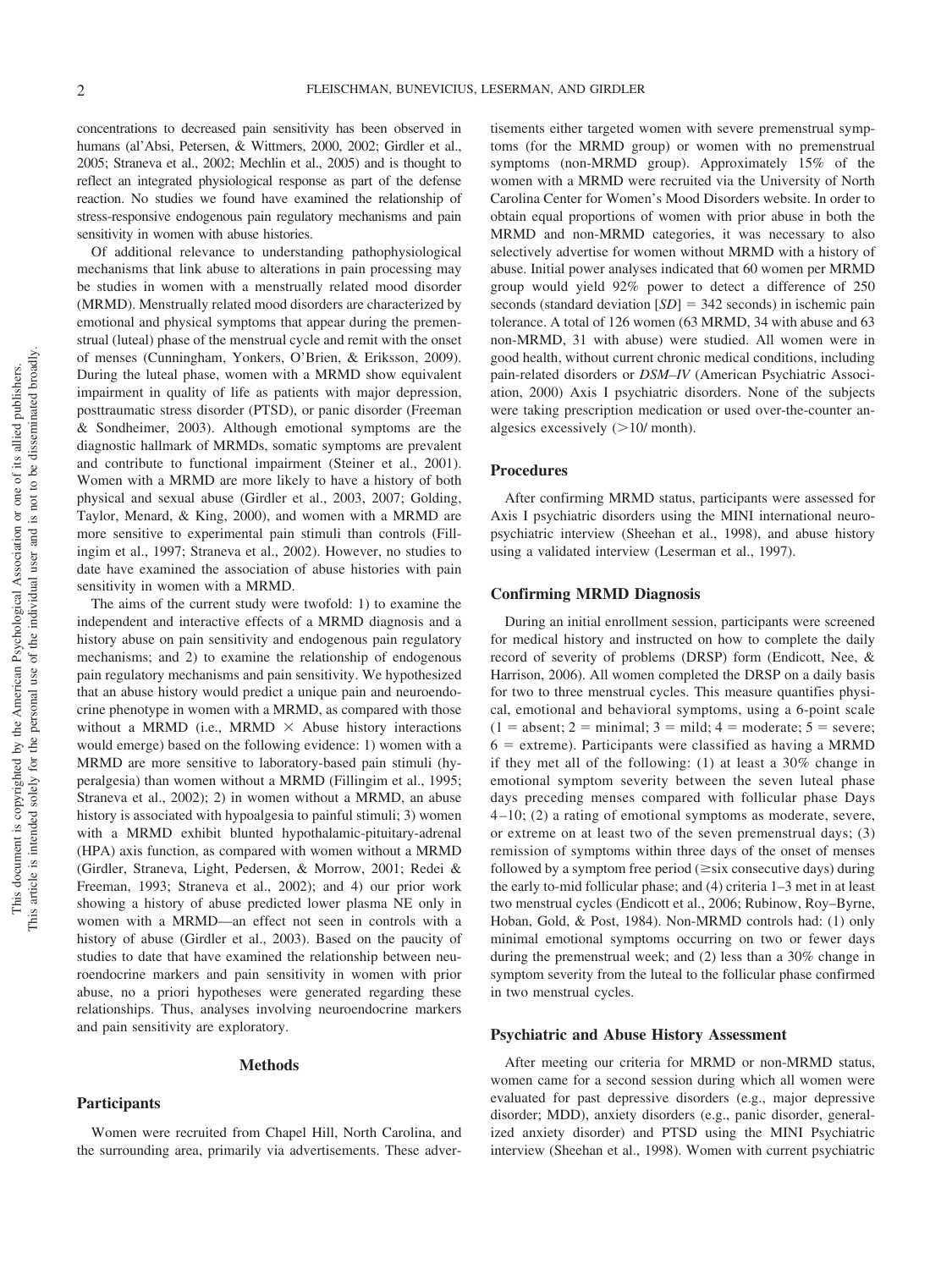concentrations to decreased pain sensitivity has been observed in humans (al'Absi, Petersen, & Wittmers, 2000, 2002; Girdler et al., 2005; Straneva et al., 2002; Mechlin et al., 2005) and is thought to reflect an integrated physiological response as part of the defense reaction. No studies we found have examined the relationship of stress-responsive endogenous pain regulatory mechanisms and pain sensitivity in women with abuse histories.

Of additional relevance to understanding pathophysiological mechanisms that link abuse to alterations in pain processing may be studies in women with a menstrually related mood disorder (MRMD). Menstrually related mood disorders are characterized by emotional and physical symptoms that appear during the premenstrual (luteal) phase of the menstrual cycle and remit with the onset of menses (Cunningham, Yonkers, O'Brien, & Eriksson, 2009). During the luteal phase, women with a MRMD show equivalent impairment in quality of life as patients with major depression, posttraumatic stress disorder (PTSD), or panic disorder (Freeman & Sondheimer, 2003). Although emotional symptoms are the diagnostic hallmark of MRMDs, somatic symptoms are prevalent and contribute to functional impairment (Steiner et al., 2001). Women with a MRMD are more likely to have a history of both physical and sexual abuse (Girdler et al., 2003, 2007; Golding, Taylor, Menard, & King, 2000), and women with a MRMD are more sensitive to experimental pain stimuli than controls (Fillingim et al., 1997; Straneva et al., 2002). However, no studies to date have examined the association of abuse histories with pain sensitivity in women with a MRMD.

The aims of the current study were twofold: 1) to examine the independent and interactive effects of a MRMD diagnosis and a history abuse on pain sensitivity and endogenous pain regulatory mechanisms; and 2) to examine the relationship of endogenous pain regulatory mechanisms and pain sensitivity. We hypothesized that an abuse history would predict a unique pain and neuroendocrine phenotype in women with a MRMD, as compared with those without a MRMD (i.e., MRMD × Abuse history interactions would emerge) based on the following evidence: 1) women with a MRMD are more sensitive to laboratory-based pain stimuli (hyperalgesia) than women without a MRMD (Fillingim et al., 1995; Straneva et al., 2002); 2) in women without a MRMD, an abuse history is associated with hypoalgesia to painful stimuli; 3) women with a MRMD exhibit blunted hypothalamic-pituitary-adrenal (HPA) axis function, as compared with women without a MRMD (Girdler, Straneva, Light, Pedersen, & Morrow, 2001; Redei & Freeman, 1993; Straneva et al., 2002); and 4) our prior work showing a history of abuse predicted lower plasma NE only in women with a MRMD—an effect not seen in controls with a history of abuse (Girdler et al., 2003). Based on the paucity of studies to date that have examined the relationship between neuroendocrine markers and pain sensitivity in women with prior abuse, no a priori hypotheses were generated regarding these relationships. Thus, analyses involving neuroendocrine markers and pain sensitivity are exploratory.

## Methods

### Participants

Women were recruited from Chapel Hill, North Carolina, and the surrounding area, primarily via advertisements. These advertisements either targeted women with severe premenstrual symptoms (for the MRMD group) or women with no premenstrual symptoms (non-MRMD group). Approximately 15% of the women with a MRMD were recruited via the University of North Carolina Center for Women's Mood Disorders website. In order to obtain equal proportions of women with prior abuse in both the MRMD and non-MRMD categories, it was necessary to also selectively advertise for women without MRMD with a history of abuse. Initial power analyses indicated that 60 women per MRMD group would yield 92% power to detect a difference of 250 seconds (standard deviation [*SD*] = 342 seconds) in ischemic pain tolerance. A total of 126 women (63 MRMD, 34 with abuse and 63 non-MRMD, 31 with abuse) were studied. All women were in good health, without current chronic medical conditions, including pain-related disorders or *DSM–IV* (American Psychiatric Association, 2000) Axis I psychiatric disorders. None of the subjects were taking prescription medication or used over-the-counter analgesics excessively (>10/ month).

### Procedures

After confirming MRMD status, participants were assessed for Axis I psychiatric disorders using the MINI international neuropsychiatric interview (Sheehan et al., 1998), and abuse history using a validated interview (Leserman et al., 1997).

### Confirming MRMD Diagnosis

During an initial enrollment session, participants were screened for medical history and instructed on how to complete the daily record of severity of problems (DRSP) form (Endicott, Nee, & Harrison, 2006). All women completed the DRSP on a daily basis for two to three menstrual cycles. This measure quantifies physical, emotional and behavioral symptoms, using a 6-point scale (1 = absent; 2 = minimal; 3 = mild; 4 = moderate; 5 = severe; 6 = extreme). Participants were classified as having a MRMD if they met all of the following: (1) at least a 30% change in emotional symptom severity between the seven luteal phase days preceding menses compared with follicular phase Days 4–10; (2) a rating of emotional symptoms as moderate, severe, or extreme on at least two of the seven premenstrual days; (3) remission of symptoms within three days of the onset of menses followed by a symptom free period (≥six consecutive days) during the early to-mid follicular phase; and (4) criteria 1–3 met in at least two menstrual cycles (Endicott et al., 2006; Rubinow, Roy–Byrne, Hoban, Gold, & Post, 1984). Non-MRMD controls had: (1) only minimal emotional symptoms occurring on two or fewer days during the premenstrual week; and (2) less than a 30% change in symptom severity from the luteal to the follicular phase confirmed in two menstrual cycles.

### Psychiatric and Abuse History Assessment

After meeting our criteria for MRMD or non-MRMD status, women came for a second session during which all women were evaluated for past depressive disorders (e.g., major depressive disorder; MDD), anxiety disorders (e.g., panic disorder, generalized anxiety disorder) and PTSD using the MINI Psychiatric interview (Sheehan et al., 1998). Women with current psychiatric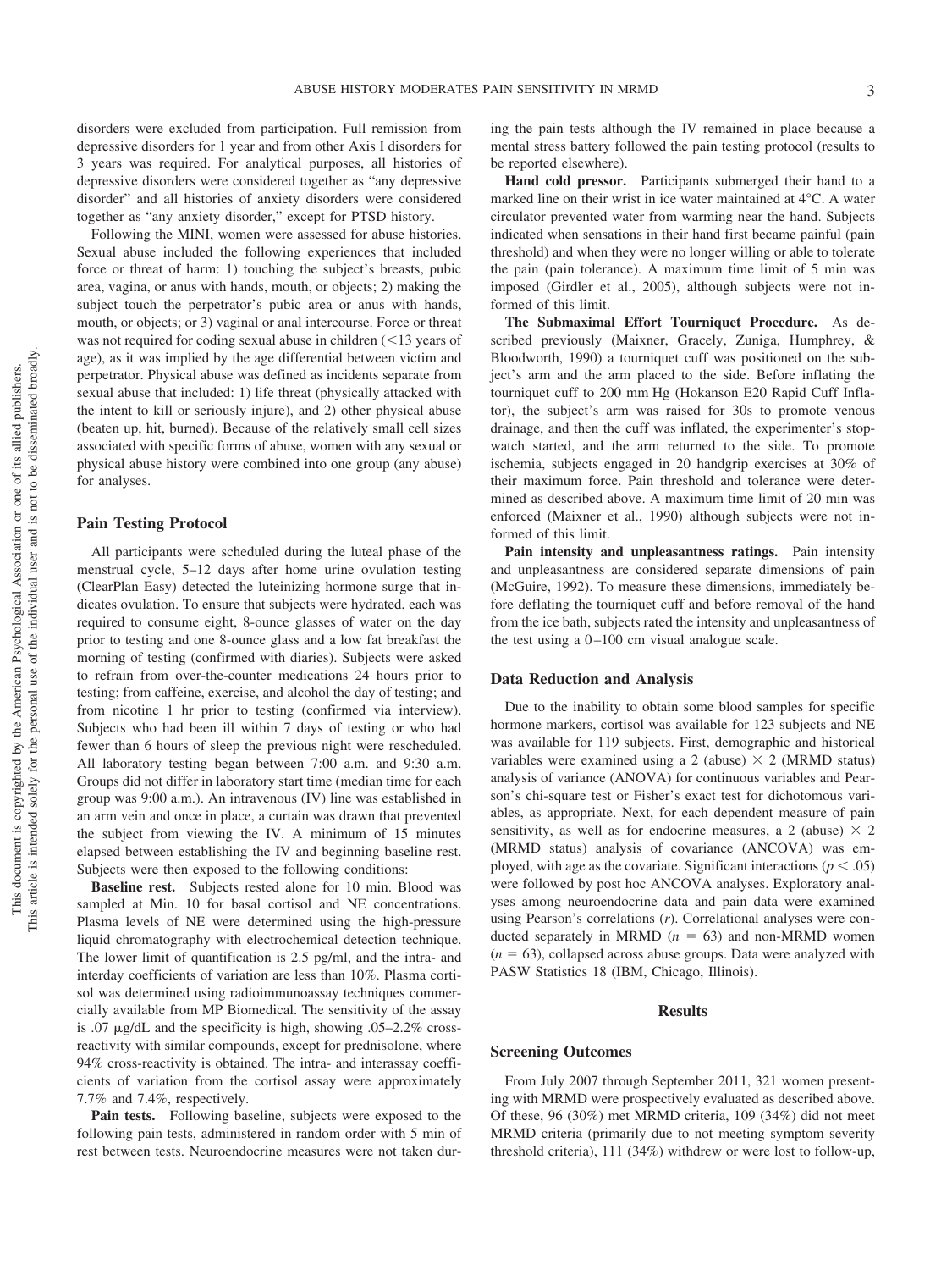disorders were excluded from participation. Full remission from depressive disorders for 1 year and from other Axis I disorders for 3 years was required. For analytical purposes, all histories of depressive disorders were considered together as "any depressive disorder" and all histories of anxiety disorders were considered together as "any anxiety disorder," except for PTSD history.

Following the MINI, women were assessed for abuse histories. Sexual abuse included the following experiences that included force or threat of harm: 1) touching the subject's breasts, pubic area, vagina, or anus with hands, mouth, or objects; 2) making the subject touch the perpetrator's pubic area or anus with hands, mouth, or objects; or 3) vaginal or anal intercourse. Force or threat was not required for coding sexual abuse in children (<13 years of age), as it was implied by the age differential between victim and perpetrator. Physical abuse was defined as incidents separate from sexual abuse that included: 1) life threat (physically attacked with the intent to kill or seriously injure), and 2) other physical abuse (beaten up, hit, burned). Because of the relatively small cell sizes associated with specific forms of abuse, women with any sexual or physical abuse history were combined into one group (any abuse) for analyses.

## Pain Testing Protocol

All participants were scheduled during the luteal phase of the menstrual cycle, 5–12 days after home urine ovulation testing (ClearPlan Easy) detected the luteinizing hormone surge that indicates ovulation. To ensure that subjects were hydrated, each was required to consume eight, 8-ounce glasses of water on the day prior to testing and one 8-ounce glass and a low fat breakfast the morning of testing (confirmed with diaries). Subjects were asked to refrain from over-the-counter medications 24 hours prior to testing; from caffeine, exercise, and alcohol the day of testing; and from nicotine 1 hr prior to testing (confirmed via interview). Subjects who had been ill within 7 days of testing or who had fewer than 6 hours of sleep the previous night were rescheduled. All laboratory testing began between 7:00 a.m. and 9:30 a.m. Groups did not differ in laboratory start time (median time for each group was 9:00 a.m.). An intravenous (IV) line was established in an arm vein and once in place, a curtain was drawn that prevented the subject from viewing the IV. A minimum of 15 minutes elapsed between establishing the IV and beginning baseline rest. Subjects were then exposed to the following conditions:

**Baseline rest.** Subjects rested alone for 10 min. Blood was sampled at Min. 10 for basal cortisol and NE concentrations. Plasma levels of NE were determined using the high-pressure liquid chromatography with electrochemical detection technique. The lower limit of quantification is 2.5 pg/ml, and the intra- and interday coefficients of variation are less than 10%. Plasma cortisol was determined using radioimmunoassay techniques commercially available from MP Biomedical. The sensitivity of the assay is .07 μg/dL and the specificity is high, showing .05–2.2% cross-reactivity with similar compounds, except for prednisolone, where 94% cross-reactivity is obtained. The intra- and interassay coefficients of variation from the cortisol assay were approximately 7.7% and 7.4%, respectively.

**Pain tests.** Following baseline, subjects were exposed to the following pain tests, administered in random order with 5 min of rest between tests. Neuroendocrine measures were not taken during the pain tests although the IV remained in place because a mental stress battery followed the pain testing protocol (results to be reported elsewhere).

**Hand cold pressor.** Participants submerged their hand to a marked line on their wrist in ice water maintained at 4°C. A water circulator prevented water from warming near the hand. Subjects indicated when sensations in their hand first became painful (pain threshold) and when they were no longer willing or able to tolerate the pain (pain tolerance). A maximum time limit of 5 min was imposed (Girdler et al., 2005), although subjects were not informed of this limit.

**The Submaximal Effort Tourniquet Procedure.** As described previously (Maixner, Gracely, Zuniga, Humphrey, & Bloodworth, 1990) a tourniquet cuff was positioned on the subject's arm and the arm placed to the side. Before inflating the tourniquet cuff to 200 mm Hg (Hokanson E20 Rapid Cuff Inflator), the subject's arm was raised for 30s to promote venous drainage, and then the cuff was inflated, the experimenter's stopwatch started, and the arm returned to the side. To promote ischemia, subjects engaged in 20 handgrip exercises at 30% of their maximum force. Pain threshold and tolerance were determined as described above. A maximum time limit of 20 min was enforced (Maixner et al., 1990) although subjects were not informed of this limit.

**Pain intensity and unpleasantness ratings.** Pain intensity and unpleasantness are considered separate dimensions of pain (McGuire, 1992). To measure these dimensions, immediately before deflating the tourniquet cuff and before removal of the hand from the ice bath, subjects rated the intensity and unpleasantness of the test using a 0–100 cm visual analogue scale.

## Data Reduction and Analysis

Due to the inability to obtain some blood samples for specific hormone markers, cortisol was available for 123 subjects and NE was available for 119 subjects. First, demographic and historical variables were examined using a 2 (abuse) × 2 (MRMD status) analysis of variance (ANOVA) for continuous variables and Pearson's chi-square test or Fisher's exact test for dichotomous variables, as appropriate. Next, for each dependent measure of pain sensitivity, as well as for endocrine measures, a 2 (abuse) × 2 (MRMD status) analysis of covariance (ANCOVA) was employed, with age as the covariate. Significant interactions ($p < .05$) were followed by post hoc ANCOVA analyses. Exploratory analyses among neuroendocrine data and pain data were examined using Pearson's correlations ($r$). Correlational analyses were conducted separately in MRMD ($n = 63$) and non-MRMD women ($n = 63$), collapsed across abuse groups. Data were analyzed with PASW Statistics 18 (IBM, Chicago, Illinois).

# Results

## Screening Outcomes

From July 2007 through September 2011, 321 women presenting with MRMD were prospectively evaluated as described above. Of these, 96 (30%) met MRMD criteria, 109 (34%) did not meet MRMD criteria (primarily due to not meeting symptom severity threshold criteria), 111 (34%) withdrew or were lost to follow-up,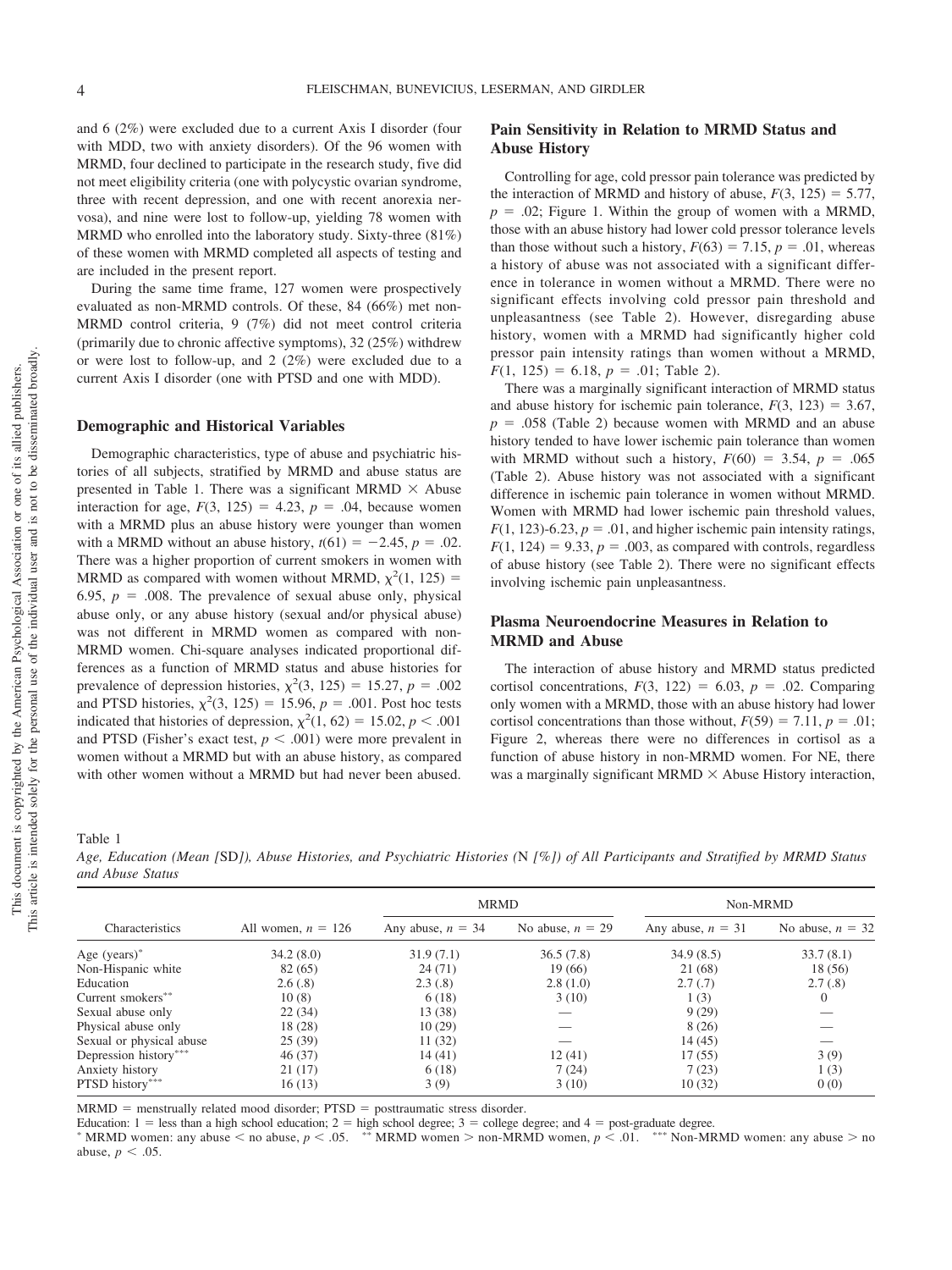and 6 (2%) were excluded due to a current Axis I disorder (four with MDD, two with anxiety disorders). Of the 96 women with MRMD, four declined to participate in the research study, five did not meet eligibility criteria (one with polycystic ovarian syndrome, three with recent depression, and one with recent anorexia nervosa), and nine were lost to follow-up, yielding 78 women with MRMD who enrolled into the laboratory study. Sixty-three (81%) of these women with MRMD completed all aspects of testing and are included in the present report.

During the same time frame, 127 women were prospectively evaluated as non-MRMD controls. Of these, 84 (66%) met non-MRMD control criteria, 9 (7%) did not meet control criteria (primarily due to chronic affective symptoms), 32 (25%) withdrew or were lost to follow-up, and 2 (2%) were excluded due to a current Axis I disorder (one with PTSD and one with MDD).

### Demographic and Historical Variables

Demographic characteristics, type of abuse and psychiatric histories of all subjects, stratified by MRMD and abuse status are presented in Table 1. There was a significant MRMD × Abuse interaction for age, $F(3, 125) = 4.23$, $p = .04$, because women with a MRMD plus an abuse history were younger than women with a MRMD without an abuse history, $t(61) = -2.45$, $p = .02$. There was a higher proportion of current smokers in women with MRMD as compared with women without MRMD, $\chi^2(1, 125) = 6.95$, $p = .008$. The prevalence of sexual abuse only, physical abuse only, or any abuse history (sexual and/or physical abuse) was not different in MRMD women as compared with non-MRMD women. Chi-square analyses indicated proportional differences as a function of MRMD status and abuse histories for prevalence of depression histories, $\chi^2(3, 125) = 15.27$, $p = .002$ and PTSD histories, $\chi^2(3, 125) = 15.96$, $p = .001$. Post hoc tests indicated that histories of depression, $\chi^2(1, 62) = 15.02$, $p < .001$ and PTSD (Fisher's exact test, $p < .001$) were more prevalent in women without a MRMD but with an abuse history, as compared with other women without a MRMD but had never been abused.

### Pain Sensitivity in Relation to MRMD Status and Abuse History

Controlling for age, cold pressor pain tolerance was predicted by the interaction of MRMD and history of abuse, $F(3, 125) = 5.77$, $p = .02$; Figure 1. Within the group of women with a MRMD, those with an abuse history had lower cold pressor tolerance levels than those without such a history, $F(63) = 7.15$, $p = .01$, whereas a history of abuse was not associated with a significant difference in tolerance in women without a MRMD. There were no significant effects involving cold pressor pain threshold and unpleasantness (see Table 2). However, disregarding abuse history, women with a MRMD had significantly higher cold pressor pain intensity ratings than women without a MRMD, $F(1, 125) = 6.18$, $p = .01$; Table 2).

There was a marginally significant interaction of MRMD status and abuse history for ischemic pain tolerance, $F(3, 123) = 3.67$, $p = .058$ (Table 2) because women with MRMD and an abuse history tended to have lower ischemic pain tolerance than women with MRMD without such a history, $F(60) = 3.54$, $p = .065$ (Table 2). Abuse history was not associated with a significant difference in ischemic pain tolerance in women without MRMD. Women with MRMD had lower ischemic pain threshold values, $F(1, 123)$-6.23, $p = .01$, and higher ischemic pain intensity ratings, $F(1, 124) = 9.33$, $p = .003$, as compared with controls, regardless of abuse history (see Table 2). There were no significant effects involving ischemic pain unpleasantness.

### Plasma Neuroendocrine Measures in Relation to MRMD and Abuse

The interaction of abuse history and MRMD status predicted cortisol concentrations, $F(3, 122) = 6.03$, $p = .02$. Comparing only women with a MRMD, those with an abuse history had lower cortisol concentrations than those without, $F(59) = 7.11$, $p = .01$; Figure 2, whereas there were no differences in cortisol as a function of abuse history in non-MRMD women. For NE, there was a marginally significant MRMD × Abuse History interaction,

Table 1
*Age, Education (Mean [*SD*]), Abuse Histories, and Psychiatric Histories (*N *[%]) of All Participants and Stratified by MRMD Status and Abuse Status*

| Characteristics | All women, $n = 126$ | MRMD | | Non-MRMD | |
|---|---|---|---|---|---|
| | | Any abuse, $n = 34$ | No abuse, $n = 29$ | Any abuse, $n = 31$ | No abuse, $n = 32$ |
| Age (years)* | 34.2 (8.0) | 31.9 (7.1) | 36.5 (7.8) | 34.9 (8.5) | 33.7 (8.1) |
| Non-Hispanic white | 82 (65) | 24 (71) | 19 (66) | 21 (68) | 18 (56) |
| Education | 2.6 (.8) | 2.3 (.8) | 2.8 (1.0) | 2.7 (.7) | 2.7 (.8) |
| Current smokers** | 10 (8) | 6 (18) | 3 (10) | 1 (3) | 0 |
| Sexual abuse only | 22 (34) | 13 (38) | — | 9 (29) | — |
| Physical abuse only | 18 (28) | 10 (29) | — | 8 (26) | — |
| Sexual or physical abuse | 25 (39) | 11 (32) | — | 14 (45) | — |
| Depression history*** | 46 (37) | 14 (41) | 12 (41) | 17 (55) | 3 (9) |
| Anxiety history | 21 (17) | 6 (18) | 7 (24) | 7 (23) | 1 (3) |
| PTSD history*** | 16 (13) | 3 (9) | 3 (10) | 10 (32) | 0 (0) |

MRMD = menstrually related mood disorder; PTSD = posttraumatic stress disorder.
Education: 1 = less than a high school education; 2 = high school degree; 3 = college degree; and 4 = post-graduate degree.
* MRMD women: any abuse < no abuse, $p < .05$. ** MRMD women > non-MRMD women, $p < .01$. *** Non-MRMD women: any abuse > no abuse, $p < .05$.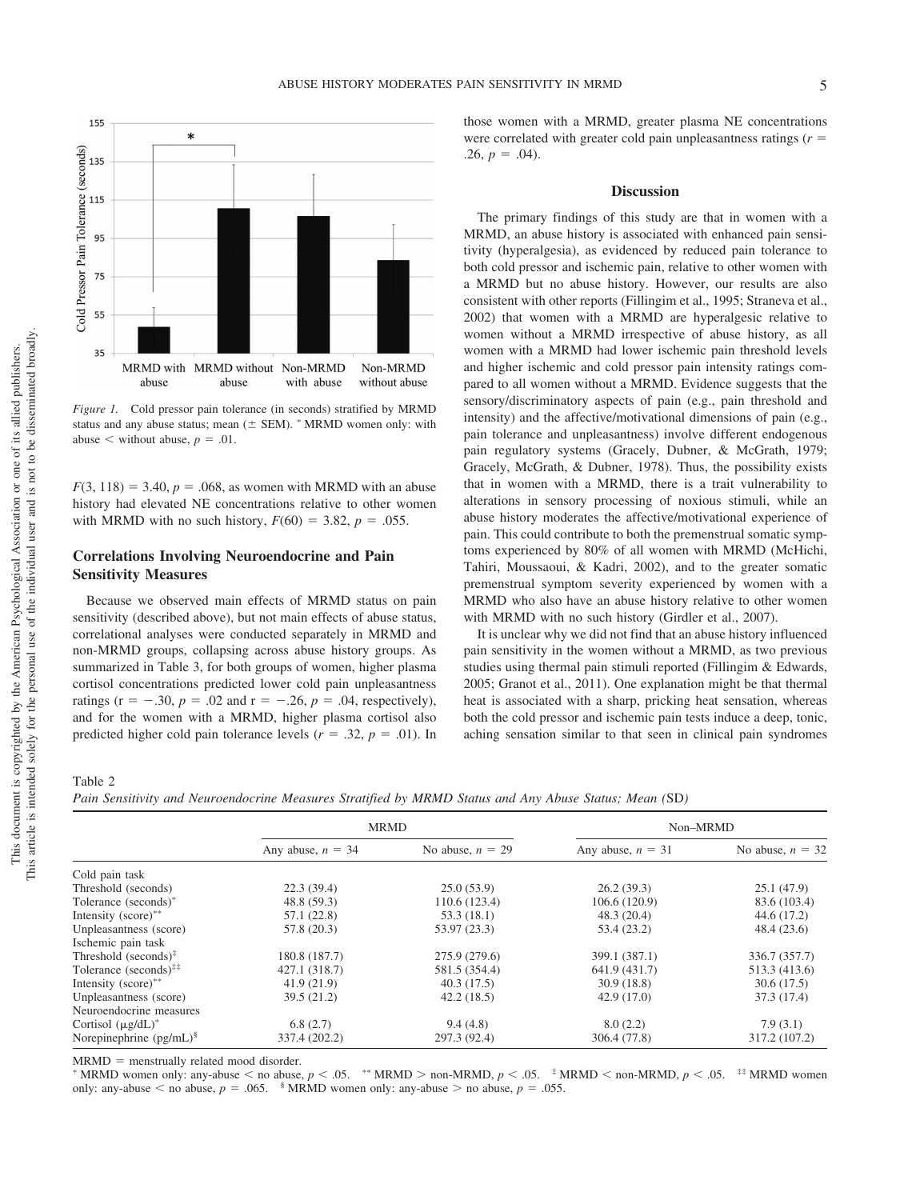*Figure 1.* Cold pressor pain tolerance (in seconds) stratified by MRMD status and any abuse status; mean (± SEM). * MRMD women only: with abuse < without abuse, $p = .01$.

$F(3, 118) = 3.40$, $p = .068$, as women with MRMD with an abuse history had elevated NE concentrations relative to other women with MRMD with no such history, $F(60) = 3.82$, $p = .055$.

## Correlations Involving Neuroendocrine and Pain Sensitivity Measures

Because we observed main effects of MRMD status on pain sensitivity (described above), but not main effects of abuse status, correlational analyses were conducted separately in MRMD and non-MRMD groups, collapsing across abuse history groups. As summarized in Table 3, for both groups of women, higher plasma cortisol concentrations predicted lower cold pain unpleasantness ratings ($r = -.30$, $p = .02$ and $r = -.26$, $p = .04$, respectively), and for the women with a MRMD, higher plasma cortisol also predicted higher cold pain tolerance levels ($r = .32$, $p = .01$). In those women with a MRMD, greater plasma NE concentrations were correlated with greater cold pain unpleasantness ratings ($r = .26$, $p = .04$).

## Discussion

The primary findings of this study are that in women with a MRMD, an abuse history is associated with enhanced pain sensitivity (hyperalgesia), as evidenced by reduced pain tolerance to both cold pressor and ischemic pain, relative to other women with a MRMD but no abuse history. However, our results are also consistent with other reports (Fillingim et al., 1995; Straneva et al., 2002) that women with a MRMD are hyperalgesic relative to women without a MRMD irrespective of abuse history, as all women with a MRMD had lower ischemic pain threshold levels and higher ischemic and cold pressor pain intensity ratings compared to all women without a MRMD. Evidence suggests that the sensory/discriminatory aspects of pain (e.g., pain threshold and intensity) and the affective/motivational dimensions of pain (e.g., pain tolerance and unpleasantness) involve different endogenous pain regulatory systems (Gracely, Dubner, & McGrath, 1979; Gracely, McGrath, & Dubner, 1978). Thus, the possibility exists that in women with a MRMD, there is a trait vulnerability to alterations in sensory processing of noxious stimuli, while an abuse history moderates the affective/motivational experience of pain. This could contribute to both the premenstrual somatic symptoms experienced by 80% of all women with MRMD (McHichi, Tahiri, Moussaoui, & Kadri, 2002), and to the greater somatic premenstrual symptom severity experienced by women with a MRMD who also have an abuse history relative to other women with MRMD with no such history (Girdler et al., 2007).

It is unclear why we did not find that an abuse history influenced pain sensitivity in the women without a MRMD, as two previous studies using thermal pain stimuli reported (Fillingim & Edwards, 2005; Granot et al., 2011). One explanation might be that thermal heat is associated with a sharp, pricking heat sensation, whereas both the cold pressor and ischemic pain tests induce a deep, tonic, aching sensation similar to that seen in clinical pain syndromes

Table 2

*Pain Sensitivity and Neuroendocrine Measures Stratified by MRMD Status and Any Abuse Status; Mean (SD)*

| | MRMD | | Non–MRMD | |
|---|---|---|---|---|
| | Any abuse, $n = 34$ | No abuse, $n = 29$ | Any abuse, $n = 31$ | No abuse, $n = 32$ |
| Cold pain task | | | | |
| Threshold (seconds) | 22.3 (39.4) | 25.0 (53.9) | 26.2 (39.3) | 25.1 (47.9) |
| Tolerance (seconds)* | 48.8 (59.3) | 110.6 (123.4) | 106.6 (120.9) | 83.6 (103.4) |
| Intensity (score)** | 57.1 (22.8) | 53.3 (18.1) | 48.3 (20.4) | 44.6 (17.2) |
| Unpleasantness (score) | 57.8 (20.3) | 53.97 (23.3) | 53.4 (23.2) | 48.4 (23.6) |
| Ischemic pain task | | | | |
| Threshold (seconds)‡ | 180.8 (187.7) | 275.9 (279.6) | 399.1 (387.1) | 336.7 (357.7) |
| Tolerance (seconds)‡‡ | 427.1 (318.7) | 581.5 (354.4) | 641.9 (431.7) | 513.3 (413.6) |
| Intensity (score)** | 41.9 (21.9) | 40.3 (17.5) | 30.9 (18.8) | 30.6 (17.5) |
| Unpleasantness (score) | 39.5 (21.2) | 42.2 (18.5) | 42.9 (17.0) | 37.3 (17.4) |
| Neuroendocrine measures | | | | |
| Cortisol (μg/dL)* | 6.8 (2.7) | 9.4 (4.8) | 8.0 (2.2) | 7.9 (3.1) |
| Norepinephrine (pg/mL)§ | 337.4 (202.2) | 297.3 (92.4) | 306.4 (77.8) | 317.2 (107.2) |

MRMD = menstrually related mood disorder.
* MRMD women only: any-abuse < no abuse, $p < .05$. ** MRMD > non-MRMD, $p < .05$. ‡ MRMD < non-MRMD, $p < .05$. ‡‡ MRMD women only: any-abuse < no abuse, $p = .065$. § MRMD women only: any-abuse > no abuse, $p = .055$.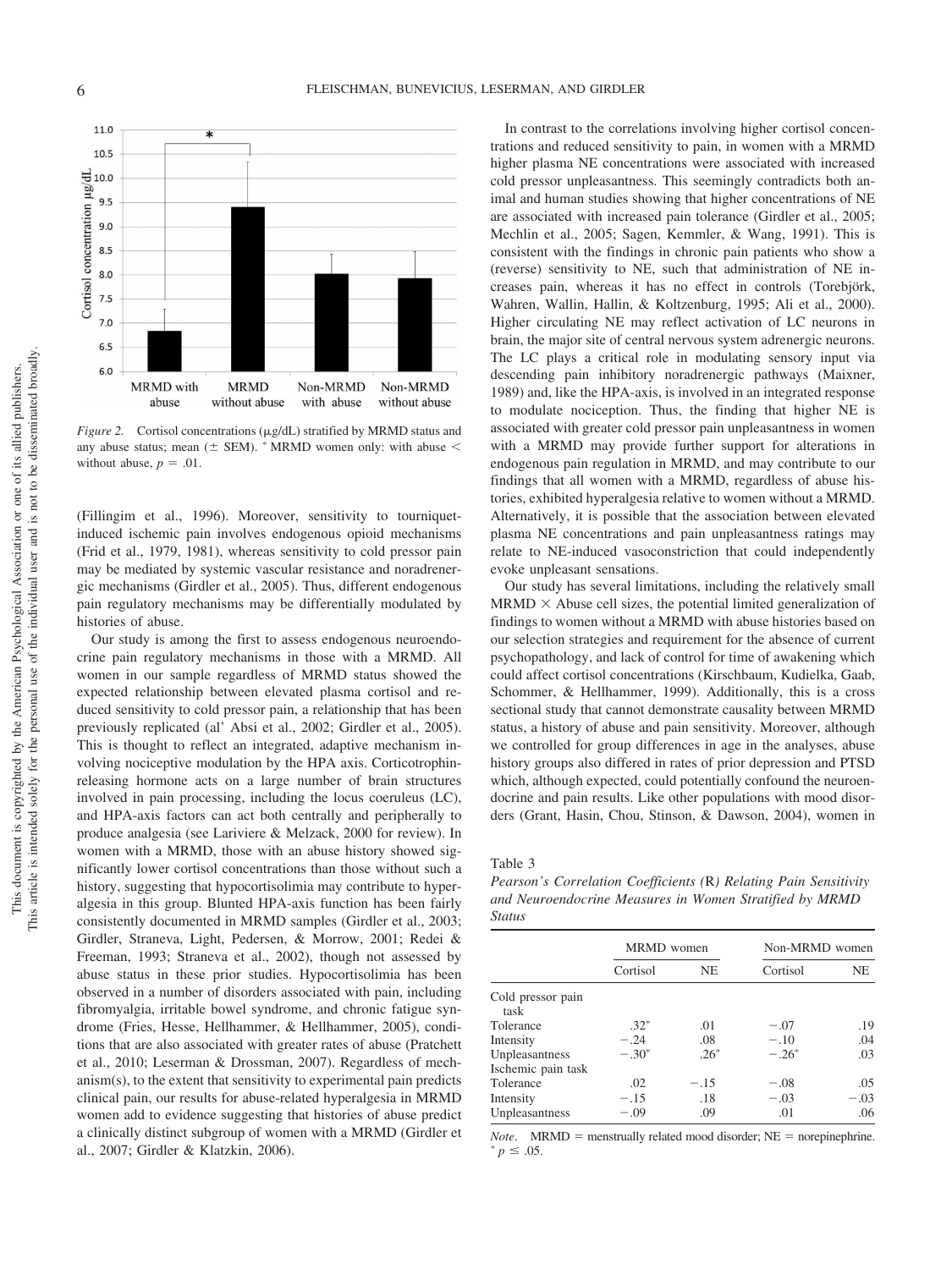11.0
10.5
10.0
9.5
9.0
8.5
8.0
7.5
7.0
6.5
6.0

Cortisol concentration µg/dL

*

MRMD with abuse

MRMD without abuse

Non-MRMD with abuse

Non-MRMD without abuse

*Figure 2.* Cortisol concentrations (µg/dL) stratified by MRMD status and any abuse status; mean (± SEM). * MRMD women only: with abuse < without abuse, $p = .01$.

(Fillingim et al., 1996). Moreover, sensitivity to tourniquet-induced ischemic pain involves endogenous opioid mechanisms (Frid et al., 1979, 1981), whereas sensitivity to cold pressor pain may be mediated by systemic vascular resistance and noradrenergic mechanisms (Girdler et al., 2005). Thus, different endogenous pain regulatory mechanisms may be differentially modulated by histories of abuse.

Our study is among the first to assess endogenous neuroendocrine pain regulatory mechanisms in those with a MRMD. All women in our sample regardless of MRMD status showed the expected relationship between elevated plasma cortisol and reduced sensitivity to cold pressor pain, a relationship that has been previously replicated (al' Absi et al., 2002; Girdler et al., 2005). This is thought to reflect an integrated, adaptive mechanism involving nociceptive modulation by the HPA axis. Corticotrophin-releasing hormone acts on a large number of brain structures involved in pain processing, including the locus coeruleus (LC), and HPA-axis factors can act both centrally and peripherally to produce analgesia (see Lariviere & Melzack, 2000 for review). In women with a MRMD, those with an abuse history showed significantly lower cortisol concentrations than those without such a history, suggesting that hypocortisolimia may contribute to hyperalgesia in this group. Blunted HPA-axis function has been fairly consistently documented in MRMD samples (Girdler et al., 2003; Girdler, Straneva, Light, Pedersen, & Morrow, 2001; Redei & Freeman, 1993; Straneva et al., 2002), though not assessed by abuse status in these prior studies. Hypocortisolimia has been observed in a number of disorders associated with pain, including fibromyalgia, irritable bowel syndrome, and chronic fatigue syndrome (Fries, Hesse, Hellhammer, & Hellhammer, 2005), conditions that are also associated with greater rates of abuse (Pratchett et al., 2010; Leserman & Drossman, 2007). Regardless of mechanism(s), to the extent that sensitivity to experimental pain predicts clinical pain, our results for abuse-related hyperalgesia in MRMD women add to evidence suggesting that histories of abuse predict a clinically distinct subgroup of women with a MRMD (Girdler et al., 2007; Girdler & Klatzkin, 2006).

In contrast to the correlations involving higher cortisol concentrations and reduced sensitivity to pain, in women with a MRMD higher plasma NE concentrations were associated with increased cold pressor unpleasantness. This seemingly contradicts both animal and human studies showing that higher concentrations of NE are associated with increased pain tolerance (Girdler et al., 2005; Mechlin et al., 2005; Sagen, Kemmler, & Wang, 1991). This is consistent with the findings in chronic pain patients who show a (reverse) sensitivity to NE, such that administration of NE increases pain, whereas it has no effect in controls (Torebjörk, Wahren, Wallin, Hallin, & Koltzenburg, 1995; Ali et al., 2000). Higher circulating NE may reflect activation of LC neurons in brain, the major site of central nervous system adrenergic neurons. The LC plays a critical role in modulating sensory input via descending pain inhibitory noradrenergic pathways (Maixner, 1989) and, like the HPA-axis, is involved in an integrated response to modulate nociception. Thus, the finding that higher NE is associated with greater cold pressor pain unpleasantness in women with a MRMD may provide further support for alterations in endogenous pain regulation in MRMD, and may contribute to our findings that all women with a MRMD, regardless of abuse histories, exhibited hyperalgesia relative to women without a MRMD. Alternatively, it is possible that the association between elevated plasma NE concentrations and pain unpleasantness ratings may relate to NE-induced vasoconstriction that could independently evoke unpleasant sensations.

Our study has several limitations, including the relatively small MRMD × Abuse cell sizes, the potential limited generalization of findings to women without a MRMD with abuse histories based on our selection strategies and requirement for the absence of current psychopathology, and lack of control for time of awakening which could affect cortisol concentrations (Kirschbaum, Kudielka, Gaab, Schommer, & Hellhammer, 1999). Additionally, this is a cross sectional study that cannot demonstrate causality between MRMD status, a history of abuse and pain sensitivity. Moreover, although we controlled for group differences in age in the analyses, abuse history groups also differed in rates of prior depression and PTSD which, although expected, could potentially confound the neuroendocrine and pain results. Like other populations with mood disorders (Grant, Hasin, Chou, Stinson, & Dawson, 2004), women in

Table 3

*Pearson's Correlation Coefficients (R) Relating Pain Sensitivity and Neuroendocrine Measures in Women Stratified by MRMD Status*

| | MRMD women | | Non-MRMD women | |
|---|---|---|---|---|
| | Cortisol | NE | Cortisol | NE |
| Cold pressor pain task | | | | |
| Tolerance | .32* | .01 | −.07 | .19 |
| Intensity | −.24 | .08 | −.10 | .04 |
| Unpleasantness | −.30* | .26* | −.26* | .03 |
| Ischemic pain task | | | | |
| Tolerance | .02 | −.15 | −.08 | .05 |
| Intensity | −.15 | .18 | −.03 | −.03 |
| Unpleasantness | −.09 | .09 | .01 | .06 |

*Note*. MRMD = menstrually related mood disorder; NE = norepinephrine.
* $p \leq .05$.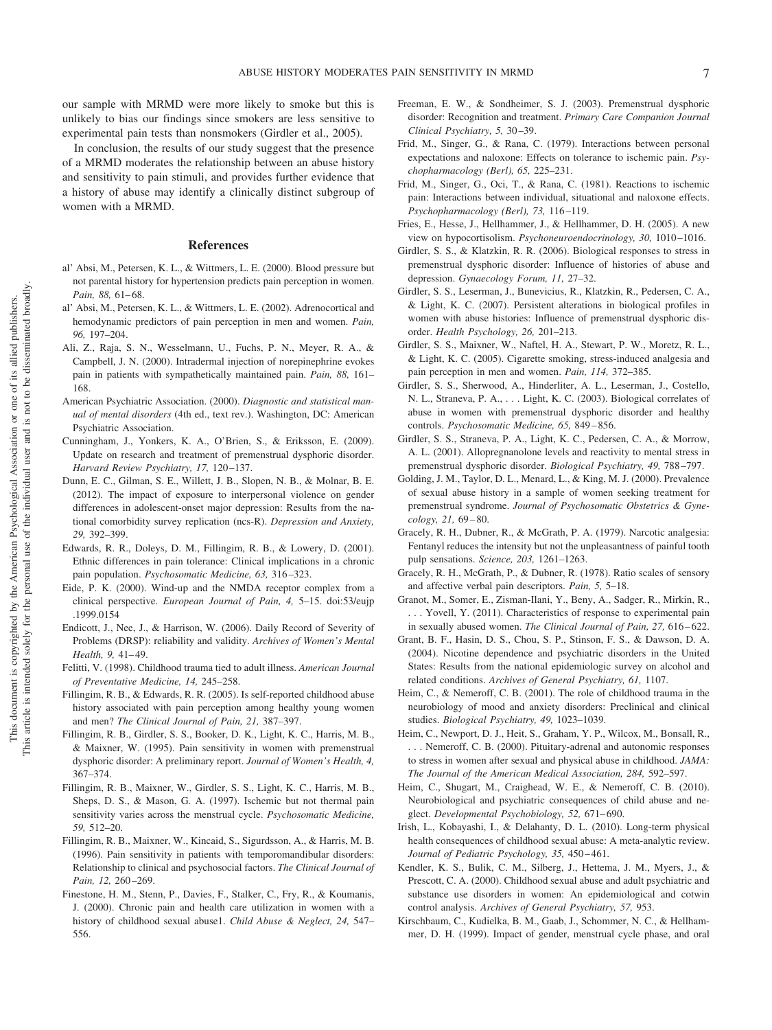our sample with MRMD were more likely to smoke but this is unlikely to bias our findings since smokers are less sensitive to experimental pain tests than nonsmokers (Girdler et al., 2005).

In conclusion, the results of our study suggest that the presence of a MRMD moderates the relationship between an abuse history and sensitivity to pain stimuli, and provides further evidence that a history of abuse may identify a clinically distinct subgroup of women with a MRMD.

## References

al' Absi, M., Petersen, K. L., & Wittmers, L. E. (2000). Blood pressure but not parental history for hypertension predicts pain perception in women. *Pain, 88,* 61–68.

al' Absi, M., Petersen, K. L., & Wittmers, L. E. (2002). Adrenocortical and hemodynamic predictors of pain perception in men and women. *Pain, 96,* 197–204.

Ali, Z., Raja, S. N., Wesselmann, U., Fuchs, P. N., Meyer, R. A., & Campbell, J. N. (2000). Intradermal injection of norepinephrine evokes pain in patients with sympathetically maintained pain. *Pain, 88,* 161–168.

American Psychiatric Association. (2000). *Diagnostic and statistical manual of mental disorders* (4th ed., text rev.). Washington, DC: American Psychiatric Association.

Cunningham, J., Yonkers, K. A., O'Brien, S., & Eriksson, E. (2009). Update on research and treatment of premenstrual dysphoric disorder. *Harvard Review Psychiatry, 17,* 120–137.

Dunn, E. C., Gilman, S. E., Willett, J. B., Slopen, N. B., & Molnar, B. E. (2012). The impact of exposure to interpersonal violence on gender differences in adolescent-onset major depression: Results from the national comorbidity survey replication (ncs-R). *Depression and Anxiety, 29,* 392–399.

Edwards, R. R., Doleys, D. M., Fillingim, R. B., & Lowery, D. (2001). Ethnic differences in pain tolerance: Clinical implications in a chronic pain population. *Psychosomatic Medicine, 63,* 316–323.

Eide, P. K. (2000). Wind-up and the NMDA receptor complex from a clinical perspective. *European Journal of Pain, 4,* 5–15. doi:53/eujp.1999.0154

Endicott, J., Nee, J., & Harrison, W. (2006). Daily Record of Severity of Problems (DRSP): reliability and validity. *Archives of Women's Mental Health, 9,* 41–49.

Felitti, V. (1998). Childhood trauma tied to adult illness. *American Journal of Preventative Medicine, 14,* 245–258.

Fillingim, R. B., & Edwards, R. R. (2005). Is self-reported childhood abuse history associated with pain perception among healthy young women and men? *The Clinical Journal of Pain, 21,* 387–397.

Fillingim, R. B., Girdler, S. S., Booker, D. K., Light, K. C., Harris, M. B., & Maixner, W. (1995). Pain sensitivity in women with premenstrual dysphoric disorder: A preliminary report. *Journal of Women's Health, 4,* 367–374.

Fillingim, R. B., Maixner, W., Girdler, S. S., Light, K. C., Harris, M. B., Sheps, D. S., & Mason, G. A. (1997). Ischemic but not thermal pain sensitivity varies across the menstrual cycle. *Psychosomatic Medicine, 59,* 512–20.

Fillingim, R. B., Maixner, W., Kincaid, S., Sigurdsson, A., & Harris, M. B. (1996). Pain sensitivity in patients with temporomandibular disorders: Relationship to clinical and psychosocial factors. *The Clinical Journal of Pain, 12,* 260–269.

Finestone, H. M., Stenn, P., Davies, F., Stalker, C., Fry, R., & Koumanis, J. (2000). Chronic pain and health care utilization in women with a history of childhood sexual abuse1. *Child Abuse & Neglect, 24,* 547–556.

Freeman, E. W., & Sondheimer, S. J. (2003). Premenstrual dysphoric disorder: Recognition and treatment. *Primary Care Companion Journal Clinical Psychiatry, 5,* 30–39.

Frid, M., Singer, G., & Rana, C. (1979). Interactions between personal expectations and naloxone: Effects on tolerance to ischemic pain. *Psychopharmacology (Berl), 65,* 225–231.

Frid, M., Singer, G., Oci, T., & Rana, C. (1981). Reactions to ischemic pain: Interactions between individual, situational and naloxone effects. *Psychopharmacology (Berl), 73,* 116–119.

Fries, E., Hesse, J., Hellhammer, J., & Hellhammer, D. H. (2005). A new view on hypocortisolism. *Psychoneuroendocrinology, 30,* 1010–1016.

Girdler, S. S., & Klatzkin, R. R. (2006). Biological responses to stress in premenstrual dysphoric disorder: Influence of histories of abuse and depression. *Gynaecology Forum, 11,* 27–32.

Girdler, S. S., Leserman, J., Bunevicius, R., Klatzkin, R., Pedersen, C. A., & Light, K. C. (2007). Persistent alterations in biological profiles in women with abuse histories: Influence of premenstrual dysphoric disorder. *Health Psychology, 26,* 201–213.

Girdler, S. S., Maixner, W., Naftel, H. A., Stewart, P. W., Moretz, R. L., & Light, K. C. (2005). Cigarette smoking, stress-induced analgesia and pain perception in men and women. *Pain, 114,* 372–385.

Girdler, S. S., Sherwood, A., Hinderliter, A. L., Leserman, J., Costello, N. L., Straneva, P. A., . . . Light, K. C. (2003). Biological correlates of abuse in women with premenstrual dysphoric disorder and healthy controls. *Psychosomatic Medicine, 65,* 849–856.

Girdler, S. S., Straneva, P. A., Light, K. C., Pedersen, C. A., & Morrow, A. L. (2001). Allopregnanolone levels and reactivity to mental stress in premenstrual dysphoric disorder. *Biological Psychiatry, 49,* 788–797.

Golding, J. M., Taylor, D. L., Menard, L., & King, M. J. (2000). Prevalence of sexual abuse history in a sample of women seeking treatment for premenstrual syndrome. *Journal of Psychosomatic Obstetrics & Gynecology, 21,* 69–80.

Gracely, R. H., Dubner, R., & McGrath, P. A. (1979). Narcotic analgesia: Fentanyl reduces the intensity but not the unpleasantness of painful tooth pulp sensations. *Science, 203,* 1261–1263.

Gracely, R. H., McGrath, P., & Dubner, R. (1978). Ratio scales of sensory and affective verbal pain descriptors. *Pain, 5,* 5–18.

Granot, M., Somer, E., Zisman-Ilani, Y., Beny, A., Sadger, R., Mirkin, R., . . . Yovell, Y. (2011). Characteristics of response to experimental pain in sexually abused women. *The Clinical Journal of Pain, 27,* 616–622.

Grant, B. F., Hasin, D. S., Chou, S. P., Stinson, F. S., & Dawson, D. A. (2004). Nicotine dependence and psychiatric disorders in the United States: Results from the national epidemiologic survey on alcohol and related conditions. *Archives of General Psychiatry, 61,* 1107.

Heim, C., & Nemeroff, C. B. (2001). The role of childhood trauma in the neurobiology of mood and anxiety disorders: Preclinical and clinical studies. *Biological Psychiatry, 49,* 1023–1039.

Heim, C., Newport, D. J., Heit, S., Graham, Y. P., Wilcox, M., Bonsall, R., . . . Nemeroff, C. B. (2000). Pituitary-adrenal and autonomic responses to stress in women after sexual and physical abuse in childhood. *JAMA: The Journal of the American Medical Association, 284,* 592–597.

Heim, C., Shugart, M., Craighead, W. E., & Nemeroff, C. B. (2010). Neurobiological and psychiatric consequences of child abuse and neglect. *Developmental Psychobiology, 52,* 671–690.

Irish, L., Kobayashi, I., & Delahanty, D. L. (2010). Long-term physical health consequences of childhood sexual abuse: A meta-analytic review. *Journal of Pediatric Psychology, 35,* 450–461.

Kendler, K. S., Bulik, C. M., Silberg, J., Hettema, J. M., Myers, J., & Prescott, C. A. (2000). Childhood sexual abuse and adult psychiatric and substance use disorders in women: An epidemiological and cotwin control analysis. *Archives of General Psychiatry, 57,* 953.

Kirschbaum, C., Kudielka, B. M., Gaab, J., Schommer, N. C., & Hellhammer, D. H. (1999). Impact of gender, menstrual cycle phase, and oral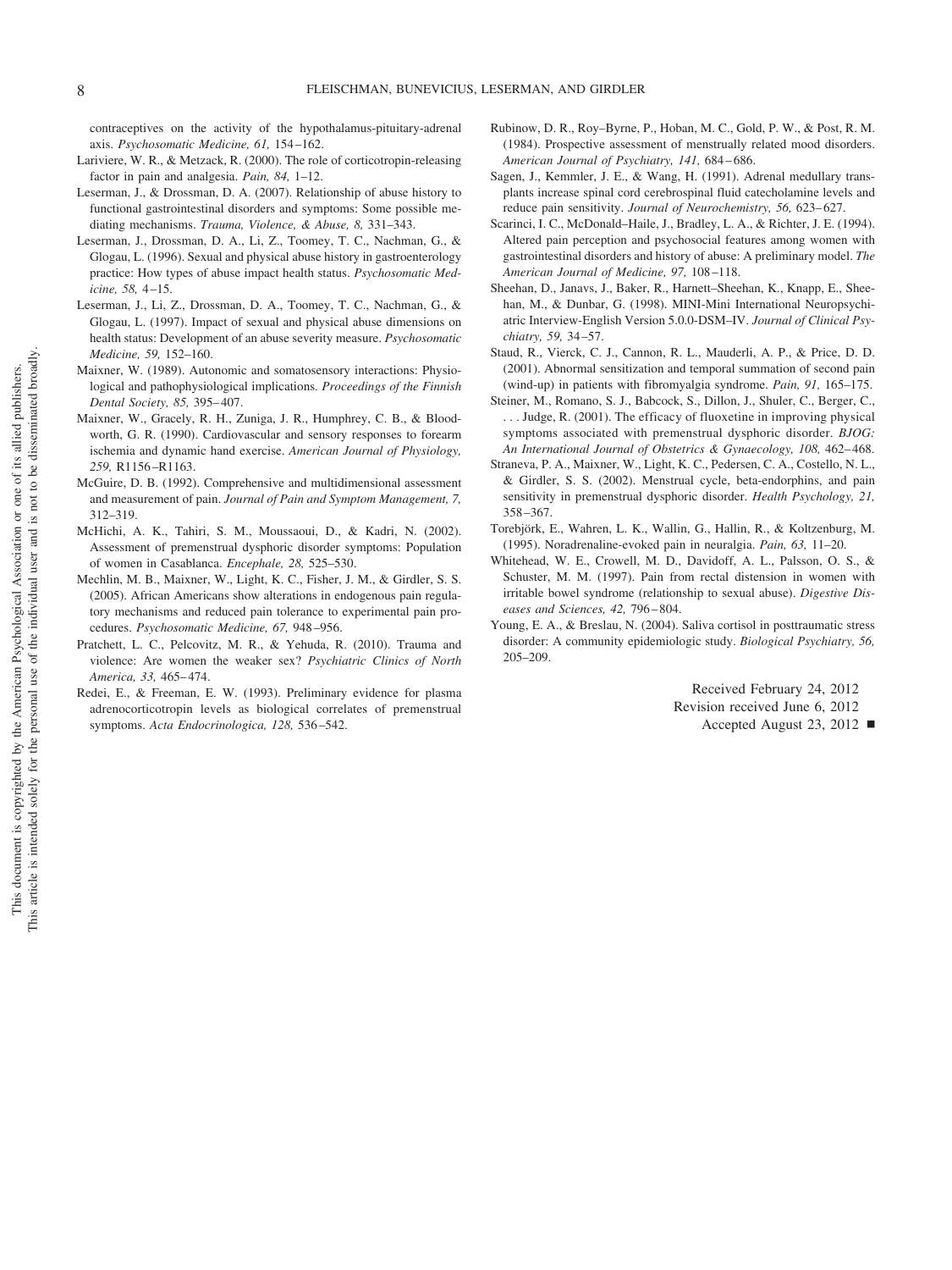contraceptives on the activity of the hypothalamus-pituitary-adrenal axis. *Psychosomatic Medicine, 61,* 154–162.

Lariviere, W. R., & Metzack, R. (2000). The role of corticotropin-releasing factor in pain and analgesia. *Pain, 84,* 1–12.

Leserman, J., & Drossman, D. A. (2007). Relationship of abuse history to functional gastrointestinal disorders and symptoms: Some possible mediating mechanisms. *Trauma, Violence, & Abuse, 8,* 331–343.

Leserman, J., Drossman, D. A., Li, Z., Toomey, T. C., Nachman, G., & Glogau, L. (1996). Sexual and physical abuse history in gastroenterology practice: How types of abuse impact health status. *Psychosomatic Medicine, 58,* 4–15.

Leserman, J., Li, Z., Drossman, D. A., Toomey, T. C., Nachman, G., & Glogau, L. (1997). Impact of sexual and physical abuse dimensions on health status: Development of an abuse severity measure. *Psychosomatic Medicine, 59,* 152–160.

Maixner, W. (1989). Autonomic and somatosensory interactions: Physiological and pathophysiological implications. *Proceedings of the Finnish Dental Society, 85,* 395–407.

Maixner, W., Gracely, R. H., Zuniga, J. R., Humphrey, C. B., & Bloodworth, G. R. (1990). Cardiovascular and sensory responses to forearm ischemia and dynamic hand exercise. *American Journal of Physiology, 259,* R1156–R1163.

McGuire, D. B. (1992). Comprehensive and multidimensional assessment and measurement of pain. *Journal of Pain and Symptom Management, 7,* 312–319.

McHichi, A. K., Tahiri, S. M., Moussaoui, D., & Kadri, N. (2002). Assessment of premenstrual dysphoric disorder symptoms: Population of women in Casablanca. *Encephale, 28,* 525–530.

Mechlin, M. B., Maixner, W., Light, K. C., Fisher, J. M., & Girdler, S. S. (2005). African Americans show alterations in endogenous pain regulatory mechanisms and reduced pain tolerance to experimental pain procedures. *Psychosomatic Medicine, 67,* 948–956.

Pratchett, L. C., Pelcovitz, M. R., & Yehuda, R. (2010). Trauma and violence: Are women the weaker sex? *Psychiatric Clinics of North America, 33,* 465–474.

Redei, E., & Freeman, E. W. (1993). Preliminary evidence for plasma adrenocorticotropin levels as biological correlates of premenstrual symptoms. *Acta Endocrinologica, 128,* 536–542.

Rubinow, D. R., Roy–Byrne, P., Hoban, M. C., Gold, P. W., & Post, R. M. (1984). Prospective assessment of menstrually related mood disorders. *American Journal of Psychiatry, 141,* 684–686.

Sagen, J., Kemmler, J. E., & Wang, H. (1991). Adrenal medullary transplants increase spinal cord cerebrospinal fluid catecholamine levels and reduce pain sensitivity. *Journal of Neurochemistry, 56,* 623–627.

Scarinci, I. C., McDonald–Haile, J., Bradley, L. A., & Richter, J. E. (1994). Altered pain perception and psychosocial features among women with gastrointestinal disorders and history of abuse: A preliminary model. *The American Journal of Medicine, 97,* 108–118.

Sheehan, D., Janavs, J., Baker, R., Harnett–Sheehan, K., Knapp, E., Sheehan, M., & Dunbar, G. (1998). MINI-Mini International Neuropsychiatric Interview-English Version 5.0.0-DSM–IV. *Journal of Clinical Psychiatry, 59,* 34–57.

Staud, R., Vierck, C. J., Cannon, R. L., Mauderli, A. P., & Price, D. D. (2001). Abnormal sensitization and temporal summation of second pain (wind-up) in patients with fibromyalgia syndrome. *Pain, 91,* 165–175.

Steiner, M., Romano, S. J., Babcock, S., Dillon, J., Shuler, C., Berger, C., . . . Judge, R. (2001). The efficacy of fluoxetine in improving physical symptoms associated with premenstrual dysphoric disorder. *BJOG: An International Journal of Obstetrics & Gynaecology, 108,* 462–468.

Straneva, P. A., Maixner, W., Light, K. C., Pedersen, C. A., Costello, N. L., & Girdler, S. S. (2002). Menstrual cycle, beta-endorphins, and pain sensitivity in premenstrual dysphoric disorder. *Health Psychology, 21,* 358–367.

Torebjörk, E., Wahren, L. K., Wallin, G., Hallin, R., & Koltzenburg, M. (1995). Noradrenaline-evoked pain in neuralgia. *Pain, 63,* 11–20.

Whitehead, W. E., Crowell, M. D., Davidoff, A. L., Palsson, O. S., & Schuster, M. M. (1997). Pain from rectal distension in women with irritable bowel syndrome (relationship to sexual abuse). *Digestive Diseases and Sciences, 42,* 796–804.

Young, E. A., & Breslau, N. (2004). Saliva cortisol in posttraumatic stress disorder: A community epidemiologic study. *Biological Psychiatry, 56,* 205–209.

Received February 24, 2012
Revision received June 6, 2012
Accepted August 23, 2012 ■